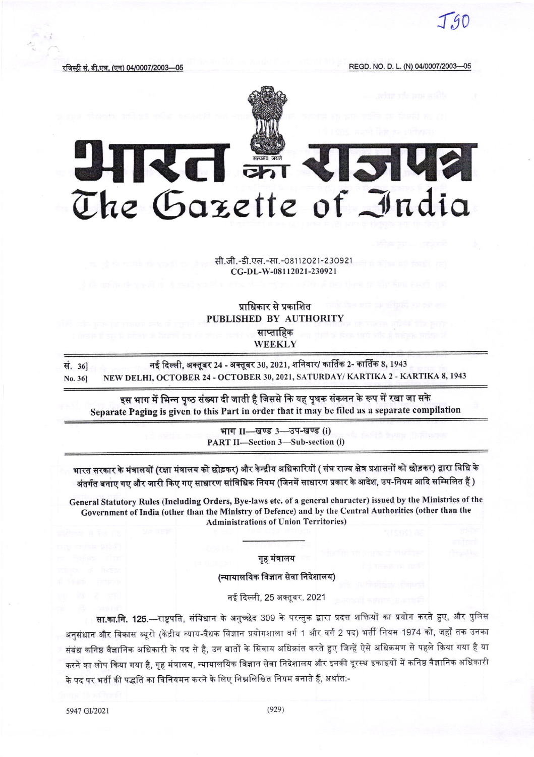रजिस्ट्री सं. डी.एल. (एन) 04/0007/2003—05

REGD. NO. D. L. (N) 04/0007/2003—05

# भारत का राजपत्र
# The Gazette of India

सी.जी.-डी.एल.-सा.-08112021-230921
CG-DL-W-08112021-230921

प्राधिकार से प्रकाशित
PUBLISHED BY AUTHORITY

साप्ताहिक
WEEKLY

सं. 36] नई दिल्ली, अक्तूबर 24 - अक्तूबर 30, 2021, शनिवार/ कार्तिक 2- कार्तिक 8, 1943

No. 36] NEW DELHI, OCTOBER 24 - OCTOBER 30, 2021, SATURDAY/ KARTIKA 2 - KARTIKA 8, 1943

इस भाग में भिन्न पृष्ठ संख्या दी जाती है जिससे कि यह पृथक संकलन के रूप में रखा जा सके
Separate Paging is given to this Part in order that it may be filed as a separate compilation

भाग II—खण्ड 3—उप-खण्ड (i)
PART II—Section 3—Sub-section (i)

भारत सरकार के मंत्रालयों (रक्षा मंत्रालय को छोड़कर) और केन्द्रीय अधिकारियों ( संघ राज्य क्षेत्र प्रशासनों को छोड़कर) द्वारा विधि के अंतर्गत बनाए गए और जारी किए गए साधारण सांविधिक नियम (जिनमें साधारण प्रकार के आदेश, उप-नियम आदि सम्मिलित हैं )

General Statutory Rules (Including Orders, Bye-laws etc. of a general character) issued by the Ministries of the Government of India (other than the Ministry of Defence) and by the Central Authorities (other than the Administrations of Union Territories)

## गृह मंत्रालय

### (न्यायालयिक विज्ञान सेवा निदेशालय)

नई दिल्ली, 25 अक्तूबर, 2021

**सा.का.नि. 125.**—राष्ट्रपति, संविधान के अनुच्छेद 309 के परन्तुक द्वारा प्रदत्त शक्तियों का प्रयोग करते हुए, और पुलिस अनुसंधान और विकास ब्यूरो (केंद्रीय न्याय-वैधक विज्ञान प्रयोगशाला वर्ग 1 और वर्ग 2 पद) भर्ती नियम 1974 को, जहाँ तक उनका संबंध कनिष्ठ वैज्ञानिक अधिकारी के पद से है, उन बातों के सिवाय अधिक्रांत करते हुए जिन्हें ऐसे अधिक्रमण से पहले किया गया है या करने का लोप किया गया है, गृह मंत्रालय, न्यायालयिक विज्ञान सेवा निदेशालय और इनकी दूरस्थ इकाइयों में कनिष्ठ वैज्ञानिक अधिकारी के पद पर भर्ती की पद्धति का विनियमन करने के लिए निम्नलिखित नियम बनाते हैं, अर्थात:-

5947 GI/2021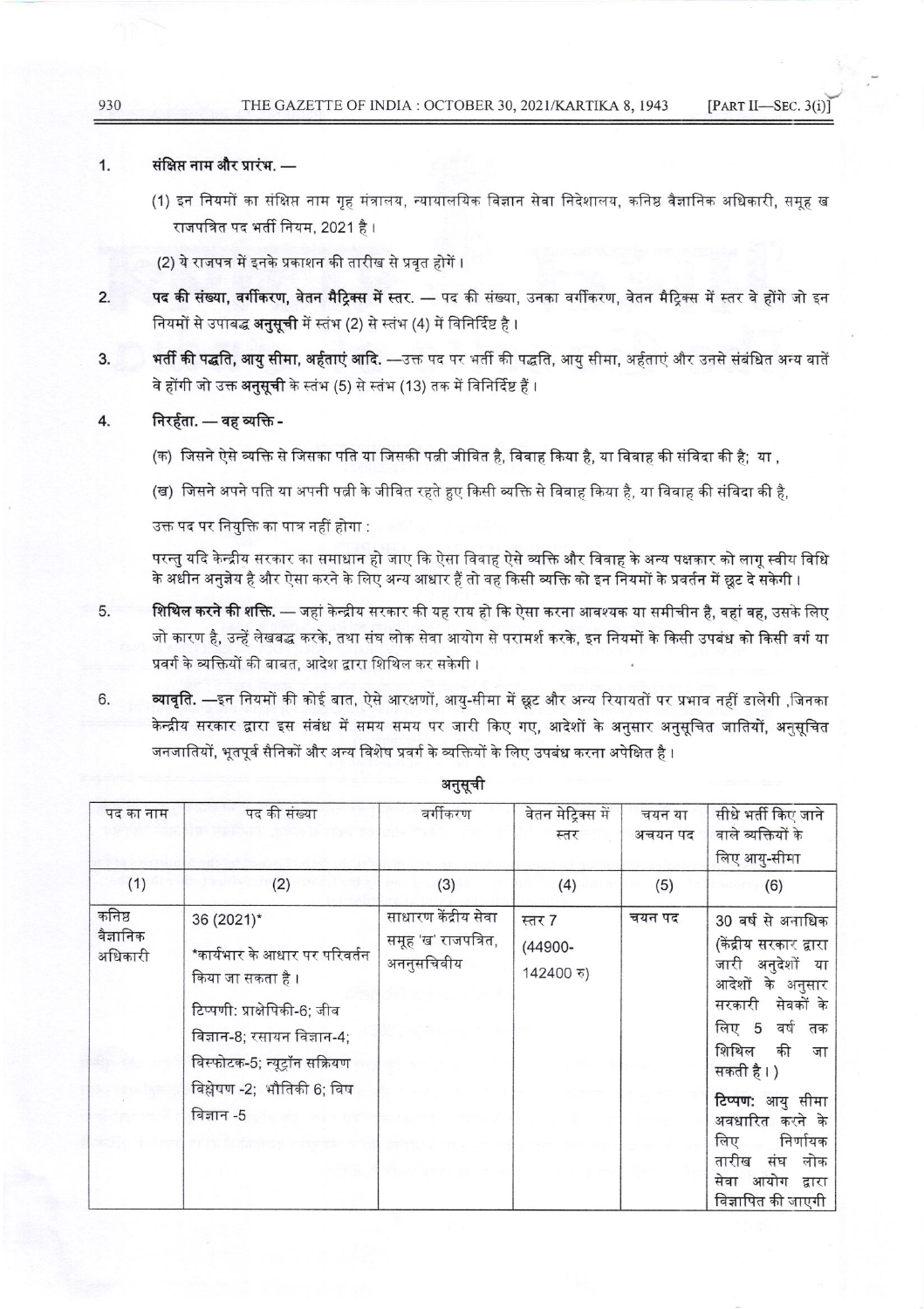1. **संक्षिप्त नाम और प्रारंभ.** —

   (1) इन नियमों का संक्षिप्त नाम गृह मंत्रालय, न्यायालयिक विज्ञान सेवा निदेशालय, कनिष्ठ वैज्ञानिक अधिकारी, समूह ख राजपत्रित पद भर्ती नियम, 2021 है।

   (2) ये राजपत्र में इनके प्रकाशन की तारीख से प्रवृत होगें।

2. **पद की संख्या, वर्गीकरण, वेतन मैट्रिक्स में स्तर.** — पद की संख्या, उनका वर्गीकरण, वेतन मैट्रिक्स में स्तर वे होंगे जो इन नियमों से उपाबद्ध **अनुसूची** में स्तंभ (2) से स्तंभ (4) में विनिर्दिष्ट है।

3. **भर्ती की पद्धति, आयु सीमा, अर्हताएं आदि.** —उक्त पद पर भर्ती की पद्धति, आयु सीमा, अर्हताएं और उनसे संबंधित अन्य बातें वे होंगी जो उक्त **अनुसूची** के स्तंभ (5) से स्तंभ (13) तक में विनिर्दिष्ट हैं।

4. **निरर्हता.** — वह व्यक्ति -

   (क) जिसने ऐसे व्यक्ति से जिसका पति या जिसकी पत्नी जीवित है, विवाह किया है, या विवाह की संविदा की है; या ,

   (ख) जिसने अपने पति या अपनी पत्नी के जीवित रहते हुए किसी व्यक्ति से विवाह किया है, या विवाह की संविदा की है,

   उक्त पद पर नियुक्ति का पात्र नहीं होगा :

   परन्तु यदि केन्द्रीय सरकार का समाधान हो जाए कि ऐसा विवाह ऐसे व्यक्ति और विवाह के अन्य पक्षकार को लागू स्वीय विधि के अधीन अनुज्ञेय है और ऐसा करने के लिए अन्य आधार हैं तो वह किसी व्यक्ति को इन नियमों के प्रवर्तन में छूट दे सकेगी।

5. **शिथिल करने की शक्ति.** — जहां केन्द्रीय सरकार की यह राय हो कि ऐसा करना आवश्यक या समीचीन है, वहां वह, उसके लिए जो कारण है, उन्हें लेखबद्ध करके, तथा संघ लोक सेवा आयोग से परामर्श करके, इन नियमों के किसी उपबंध को किसी वर्ग या प्रवर्ग के व्यक्तियों की बाबत, आदेश द्वारा शिथिल कर सकेगी।

6. **व्यावृति.** —इन नियमों की कोई बात, ऐसे आरक्षणों, आयु-सीमा में छूट और अन्य रियायतों पर प्रभाव नहीं डालेगी ,जिनका केन्द्रीय सरकार द्वारा इस संबंध में समय समय पर जारी किए गए, आदेशों के अनुसार अनुसूचित जातियों, अनुसूचित जनजातियों, भूतपूर्व सैनिकों और अन्य विशेष प्रवर्ग के व्यक्तियों के लिए उपबंध करना अपेक्षित है।

**अनुसूची**

| पद का नाम | पद की संख्या | वर्गीकरण | वेतन मेट्रिक्स में स्तर | चयन या अचयन पद | सीधे भर्ती किए जाने वाले व्यक्तियों के लिए आयु-सीमा |
|---|---|---|---|---|---|
| (1) | (2) | (3) | (4) | (5) | (6) |
| कनिष्ठ वैज्ञानिक अधिकारी | 36 (2021)* <br> *कार्यभार के आधार पर परिवर्तन किया जा सकता है। <br> टिप्पणी: प्राक्षेपिकी-6; जीव विज्ञान-8; रसायन विज्ञान-4; विस्फोटक-5; न्यूट्रॉन सक्रियण विश्लेषण -2; भौतिकी 6; विष विज्ञान -5 | साधारण केंद्रीय सेवा समूह 'ख' राजपत्रित, अननुसचिवीय | स्तर 7 <br> (44900-142400 रु) | चयन पद | 30 वर्ष से अनाधिक (केंद्रीय सरकार द्वारा जारी अनुदेशों या आदेशों के अनुसार सरकारी सेवकों के लिए 5 वर्ष तक शिथिल की जा सकती है।) <br> **टिप्पण:** आयु सीमा अवधारित करने के लिए निर्णायक तारीख संघ लोक सेवा आयोग द्वारा विज्ञापित की जाएगी |